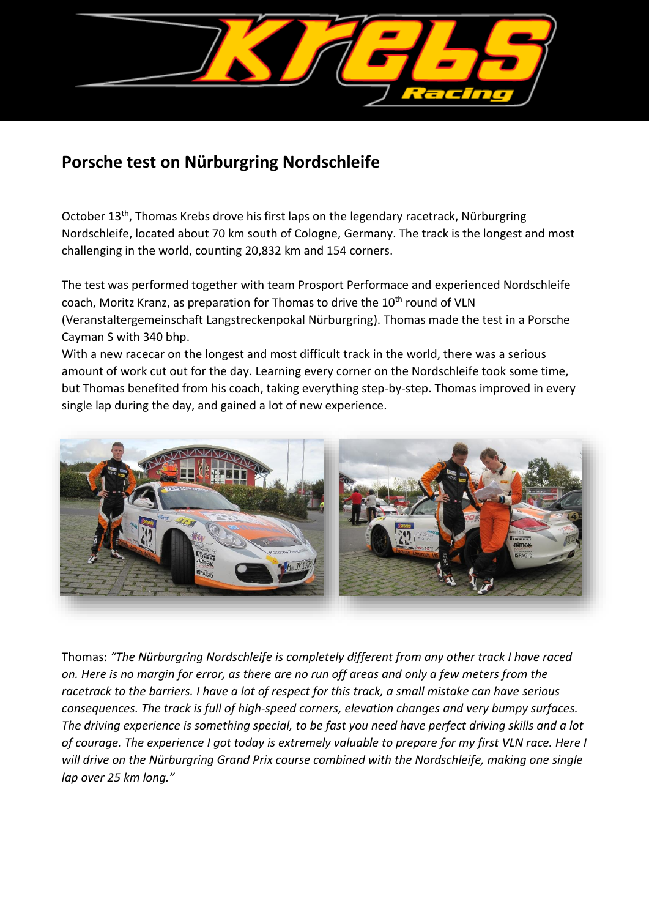## Porsche test on Nürburgring Nordschleife

October 13th, Thomas Krebs drove his first laps on the legendary racetrack, Nürburgring Nordschleife, located about 70 km south of Cologne, Germany. The track is the longest and most challenging in the world, counting 20,832 km and 154 corners.

The test was performed together with team Prosport Performace and experienced Nordschleife coach, Moritz Kranz, as preparation for Thomas to drive the 10th round of VLN (Veranstaltergemeinschaft Langstreckenpokal Nürburgring). Thomas made the test in a Porsche Cayman S with 340 bhp.

With a new racecar on the longest and most difficult track in the world, there was a serious amount of work cut out for the day. Learning every corner on the Nordschleife took some time, but Thomas benefited from his coach, taking everything step-by-step. Thomas improved in every single lap during the day, and gained a lot of new experience.

Thomas: *"The Nürburgring Nordschleife is completely different from any other track I have raced on. Here is no margin for error, as there are no run off areas and only a few meters from the racetrack to the barriers. I have a lot of respect for this track, a small mistake can have serious consequences. The track is full of high-speed corners, elevation changes and very bumpy surfaces. The driving experience is something special, to be fast you need have perfect driving skills and a lot of courage. The experience I got today is extremely valuable to prepare for my first VLN race. Here I will drive on the Nürburgring Grand Prix course combined with the Nordschleife, making one single lap over 25 km long."*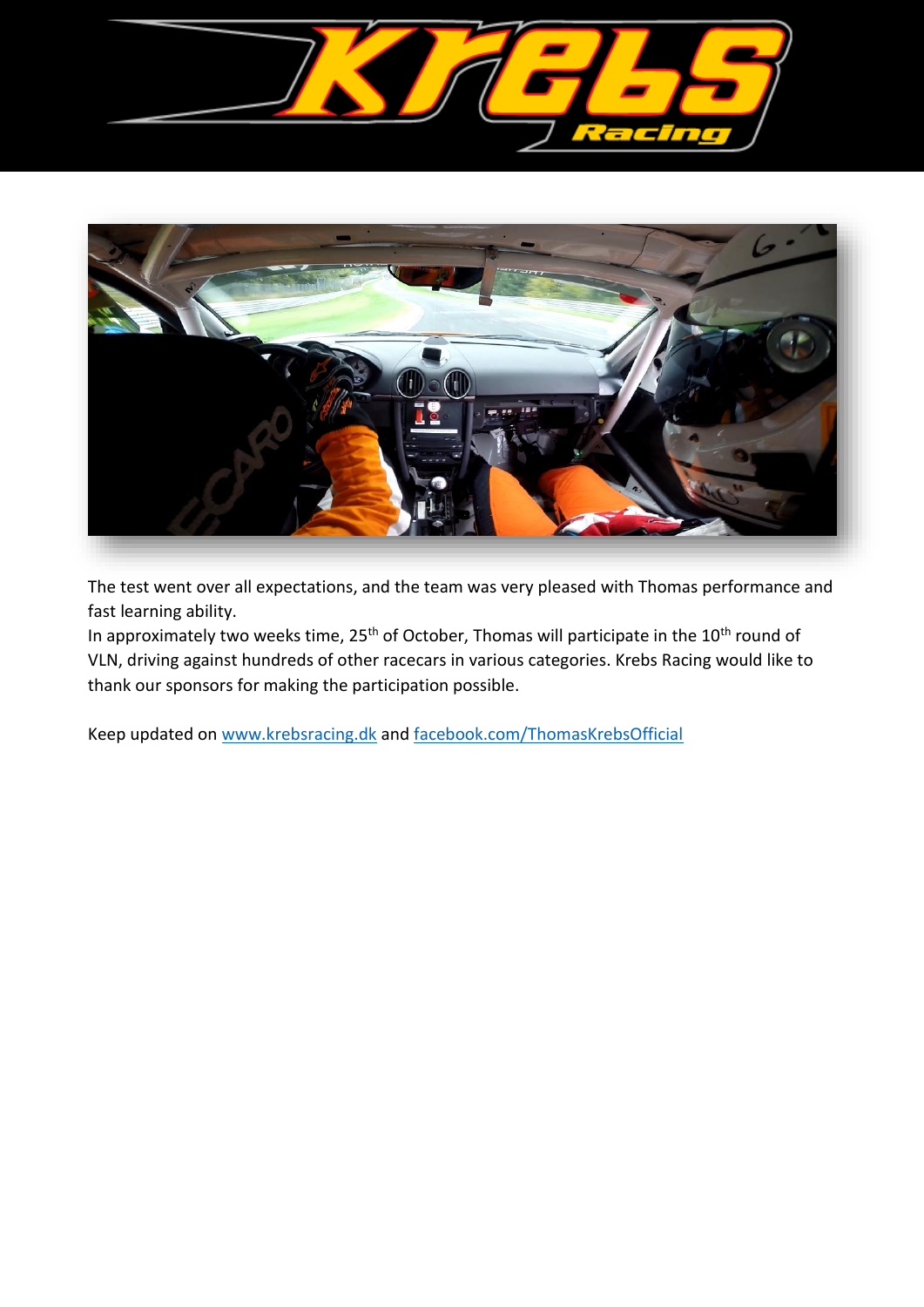The test went over all expectations, and the team was very pleased with Thomas performance and fast learning ability.
In approximately two weeks time, 25th of October, Thomas will participate in the 10th round of VLN, driving against hundreds of other racecars in various categories. Krebs Racing would like to thank our sponsors for making the participation possible.

Keep updated on www.krebsracing.dk and facebook.com/ThomasKrebsOfficial